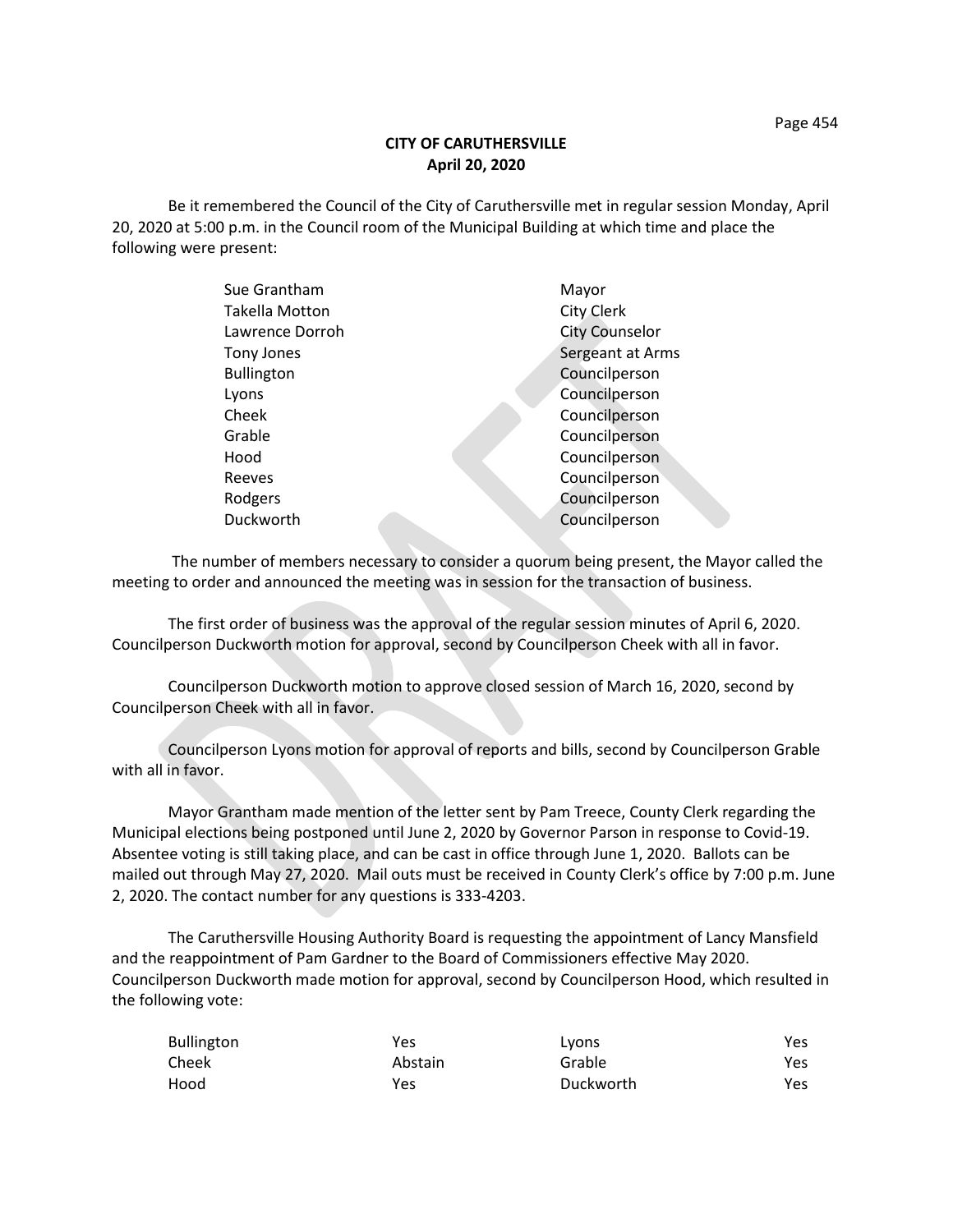**CITY OF CARUTHERSVILLE**
**April 20, 2020**

Be it remembered the Council of the City of Caruthersville met in regular session Monday, April 20, 2020 at 5:00 p.m. in the Council room of the Municipal Building at which time and place the following were present:

| | |
|---|---|
| Sue Grantham | Mayor |
| Takella Motton | City Clerk |
| Lawrence Dorroh | City Counselor |
| Tony Jones | Sergeant at Arms |
| Bullington | Councilperson |
| Lyons | Councilperson |
| Cheek | Councilperson |
| Grable | Councilperson |
| Hood | Councilperson |
| Reeves | Councilperson |
| Rodgers | Councilperson |
| Duckworth | Councilperson |

The number of members necessary to consider a quorum being present, the Mayor called the meeting to order and announced the meeting was in session for the transaction of business.

The first order of business was the approval of the regular session minutes of April 6, 2020. Councilperson Duckworth motion for approval, second by Councilperson Cheek with all in favor.

Councilperson Duckworth motion to approve closed session of March 16, 2020, second by Councilperson Cheek with all in favor.

Councilperson Lyons motion for approval of reports and bills, second by Councilperson Grable with all in favor.

Mayor Grantham made mention of the letter sent by Pam Treece, County Clerk regarding the Municipal elections being postponed until June 2, 2020 by Governor Parson in response to Covid-19. Absentee voting is still taking place, and can be cast in office through June 1, 2020. Ballots can be mailed out through May 27, 2020. Mail outs must be received in County Clerk's office by 7:00 p.m. June 2, 2020. The contact number for any questions is 333-4203.

The Caruthersville Housing Authority Board is requesting the appointment of Lancy Mansfield and the reappointment of Pam Gardner to the Board of Commissioners effective May 2020. Councilperson Duckworth made motion for approval, second by Councilperson Hood, which resulted in the following vote:

| | | | |
|---|---|---|---|
| Bullington | Yes | Lyons | Yes |
| Cheek | Abstain | Grable | Yes |
| Hood | Yes | Duckworth | Yes |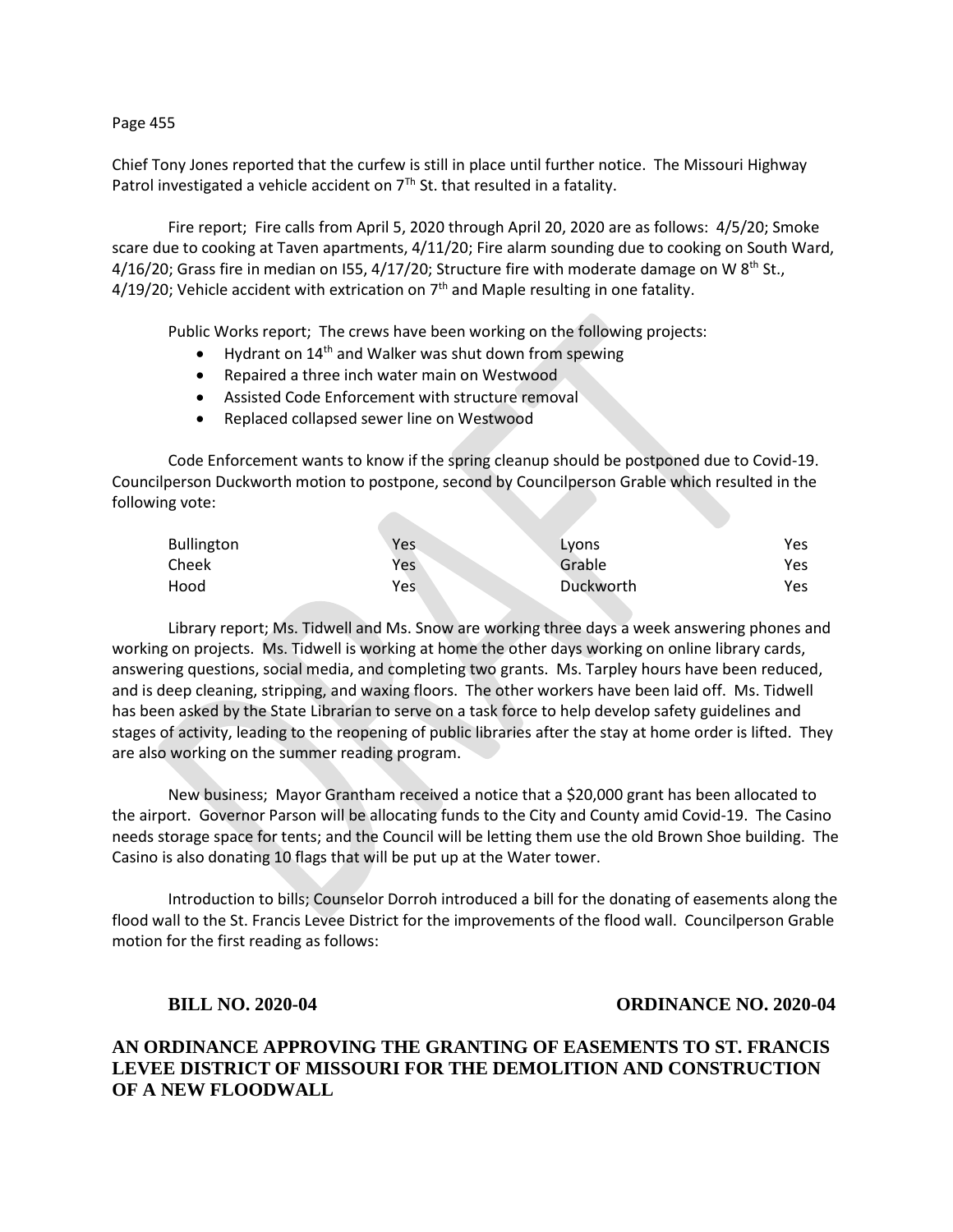Chief Tony Jones reported that the curfew is still in place until further notice. The Missouri Highway Patrol investigated a vehicle accident on 7Th St. that resulted in a fatality.

Fire report; Fire calls from April 5, 2020 through April 20, 2020 are as follows: 4/5/20; Smoke scare due to cooking at Taven apartments, 4/11/20; Fire alarm sounding due to cooking on South Ward, 4/16/20; Grass fire in median on I55, 4/17/20; Structure fire with moderate damage on W 8th St., 4/19/20; Vehicle accident with extrication on 7th and Maple resulting in one fatality.

Public Works report; The crews have been working on the following projects:

- Hydrant on 14th and Walker was shut down from spewing
- Repaired a three inch water main on Westwood
- Assisted Code Enforcement with structure removal
- Replaced collapsed sewer line on Westwood

Code Enforcement wants to know if the spring cleanup should be postponed due to Covid-19. Councilperson Duckworth motion to postpone, second by Councilperson Grable which resulted in the following vote:

| | | | |
|---|---|---|---|
| Bullington | Yes | Lyons | Yes |
| Cheek | Yes | Grable | Yes |
| Hood | Yes | Duckworth | Yes |

Library report; Ms. Tidwell and Ms. Snow are working three days a week answering phones and working on projects. Ms. Tidwell is working at home the other days working on online library cards, answering questions, social media, and completing two grants. Ms. Tarpley hours have been reduced, and is deep cleaning, stripping, and waxing floors. The other workers have been laid off. Ms. Tidwell has been asked by the State Librarian to serve on a task force to help develop safety guidelines and stages of activity, leading to the reopening of public libraries after the stay at home order is lifted. They are also working on the summer reading program.

New business; Mayor Grantham received a notice that a $20,000 grant has been allocated to the airport. Governor Parson will be allocating funds to the City and County amid Covid-19. The Casino needs storage space for tents; and the Council will be letting them use the old Brown Shoe building. The Casino is also donating 10 flags that will be put up at the Water tower.

Introduction to bills; Counselor Dorroh introduced a bill for the donating of easements along the flood wall to the St. Francis Levee District for the improvements of the flood wall. Councilperson Grable motion for the first reading as follows:

**BILL NO. 2020-04** **ORDINANCE NO. 2020-04**

**AN ORDINANCE APPROVING THE GRANTING OF EASEMENTS TO ST. FRANCIS LEVEE DISTRICT OF MISSOURI FOR THE DEMOLITION AND CONSTRUCTION OF A NEW FLOODWALL**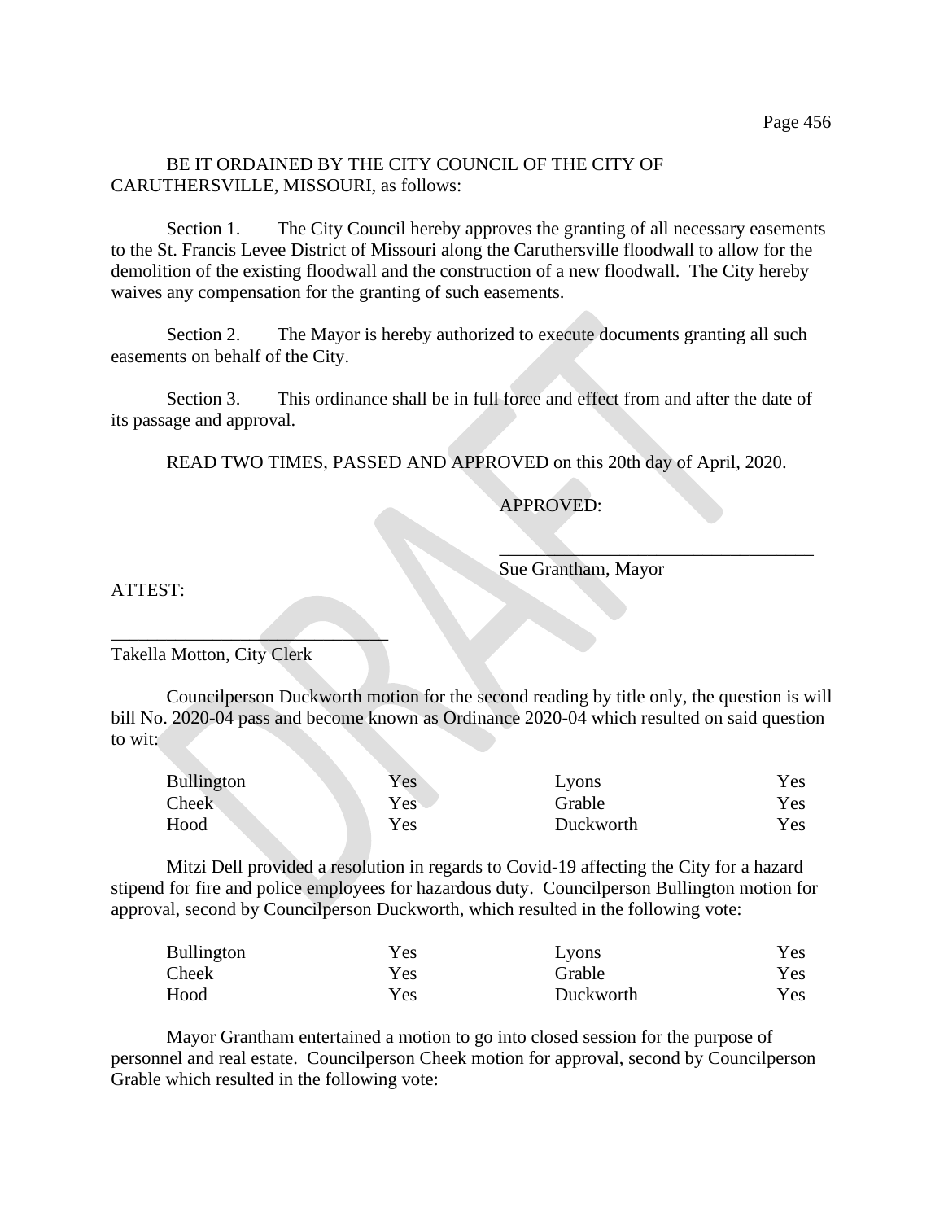BE IT ORDAINED BY THE CITY COUNCIL OF THE CITY OF CARUTHERSVILLE, MISSOURI, as follows:

Section 1. The City Council hereby approves the granting of all necessary easements to the St. Francis Levee District of Missouri along the Caruthersville floodwall to allow for the demolition of the existing floodwall and the construction of a new floodwall. The City hereby waives any compensation for the granting of such easements.

Section 2. The Mayor is hereby authorized to execute documents granting all such easements on behalf of the City.

Section 3. This ordinance shall be in full force and effect from and after the date of its passage and approval.

READ TWO TIMES, PASSED AND APPROVED on this 20th day of April, 2020.

APPROVED:

\_\_\_\_\_\_\_\_\_\_\_\_\_\_\_\_\_\_\_\_\_\_\_\_\_\_\_\_\_\_\_\_\_\_

Sue Grantham, Mayor

ATTEST:

\_\_\_\_\_\_\_\_\_\_\_\_\_\_\_\_\_\_\_\_\_\_\_\_\_\_\_\_\_\_

Takella Motton, City Clerk

Councilperson Duckworth motion for the second reading by title only, the question is will bill No. 2020-04 pass and become known as Ordinance 2020-04 which resulted on said question to wit:

| | | | |
|---|---|---|---|
| Bullington | Yes | Lyons | Yes |
| Cheek | Yes | Grable | Yes |
| Hood | Yes | Duckworth | Yes |

Mitzi Dell provided a resolution in regards to Covid-19 affecting the City for a hazard stipend for fire and police employees for hazardous duty. Councilperson Bullington motion for approval, second by Councilperson Duckworth, which resulted in the following vote:

| | | | |
|---|---|---|---|
| Bullington | Yes | Lyons | Yes |
| Cheek | Yes | Grable | Yes |
| Hood | Yes | Duckworth | Yes |

Mayor Grantham entertained a motion to go into closed session for the purpose of personnel and real estate. Councilperson Cheek motion for approval, second by Councilperson Grable which resulted in the following vote: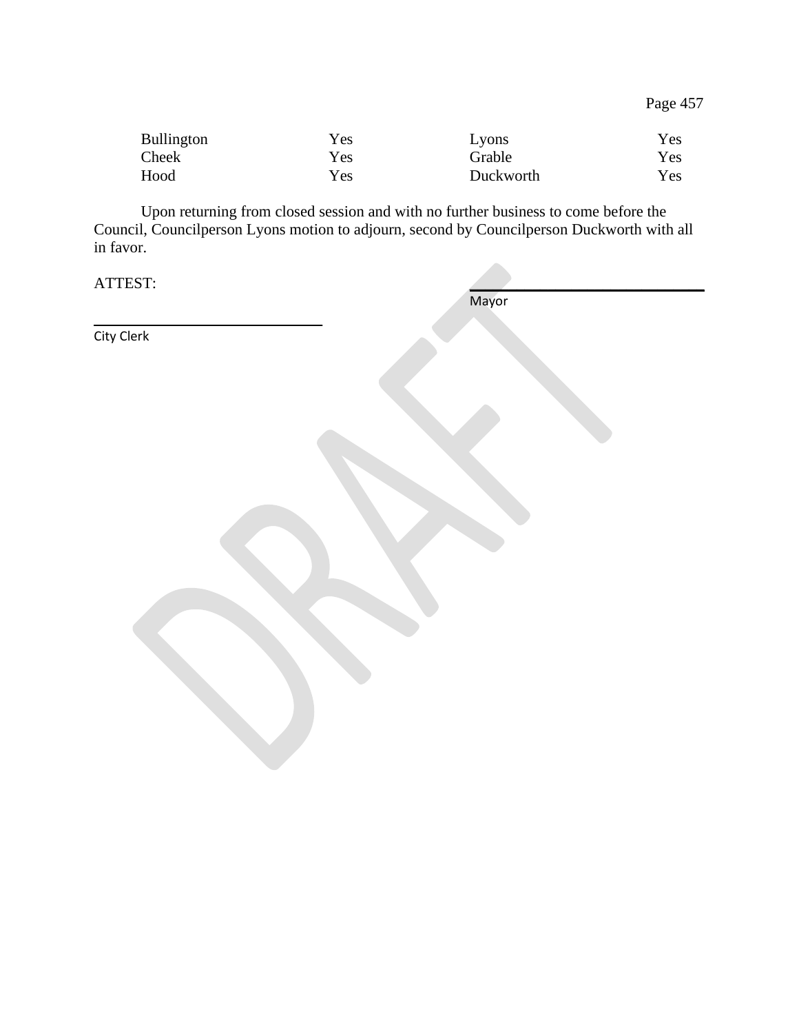| | | | |
|---|---|---|---|
| Bullington | Yes | Lyons | Yes |
| Cheek | Yes | Grable | Yes |
| Hood | Yes | Duckworth | Yes |

Upon returning from closed session and with no further business to come before the Council, Councilperson Lyons motion to adjourn, second by Councilperson Duckworth with all in favor.

ATTEST:

______________________________
Mayor

______________________________
City Clerk